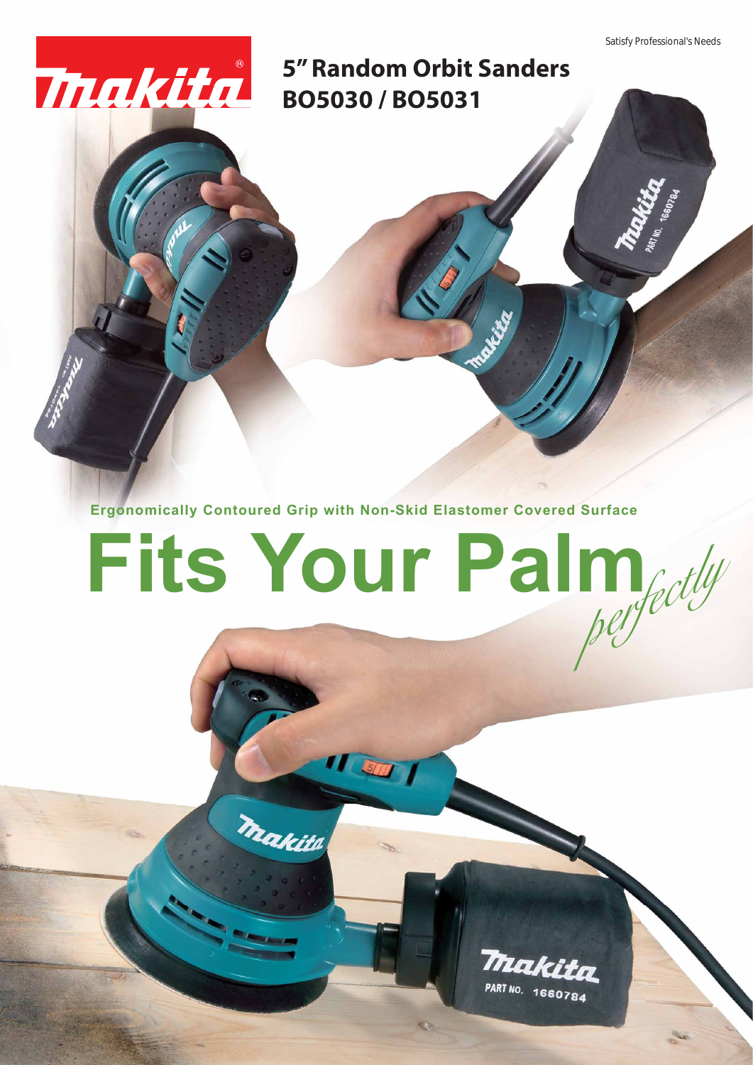Satisfy Professional's Needs

# 5" Random Orbit Sanders BO5030 / BO5031

**Ergonomically Contoured Grip with Non-Skid Elastomer Covered Surface**

# Fits Your Palm *perfectly*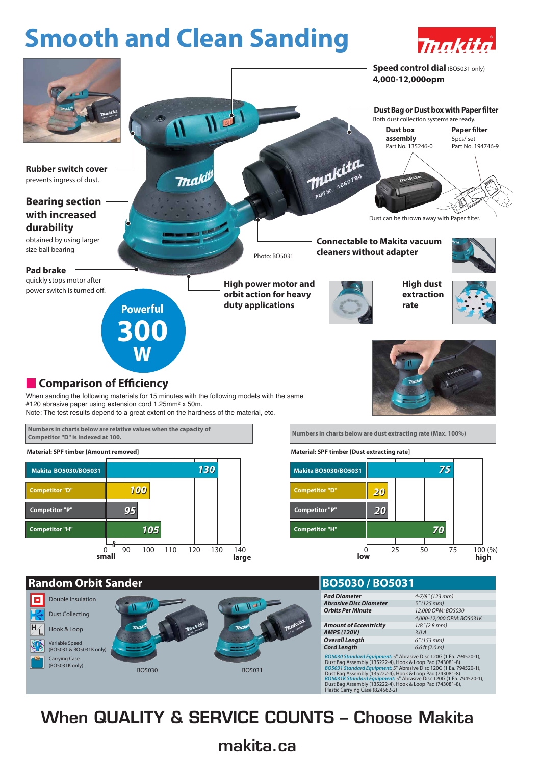# Smooth and Clean Sanding

Makita

**Speed control dial** (BO5031 only)
**4,000-12,000opm**

**Dust Bag or Dust box with Paper filter**
Both dust collection systems are ready.

**Dust box assembly**
Part No. 135246-0

**Paper filter**
5pcs/ set
Part No. 194746-9

Dust can be thrown away with Paper filter.

**Rubber switch cover**
prevents ingress of dust.

**Bearing section with increased durability**
obtained by using larger size ball bearing

**Pad brake**
quickly stops motor after power switch is turned off.

Photo: BO5031

**Connectable to Makita vacuum cleaners without adapter**

**High power motor and orbit action for heavy duty applications**

**High dust extraction rate**

**Powerful 300 W**

## Comparison of Efficiency

When sanding the following materials for 15 minutes with the following models with the same #120 abrasive paper using extension cord 1.25mm² x 50m.
Note: The test results depend to a great extent on the hardness of the material, etc.

Numbers in charts below are relative values when the capacity of Competitor "D" is indexed at 100.

**Material: SPF timber [Amount removed]**

Makita BO5030/BO5031 — 130
Competitor "D" — 100
Competitor "P" — 95
Competitor "H" — 105

0, 90, 100, 110, 120, 130, 140
small — large

Numbers in charts below are dust extracting rate (Max. 100%)

**Material: SPF timber [Dust extracting rate]**

Makita BO5030/BO5031 — 75
Competitor "D" — 20
Competitor "P" — 20
Competitor "H" — 70

0, 25, 50, 75, 100 (%)
low — high

## Random Orbit Sander

- Double Insulation
- Dust Collecting
- Hook & Loop
- Variable Speed (BO5031 & BO5031K only)
- Carrying Case (BO5031K only)

BO5030 BO5031

## BO5030 / BO5031

| | |
|---|---|
| *Pad Diameter* | *4-7/8˝ (123 mm)* |
| *Abrasive Disc Diameter* | *5˝ (125 mm)* |
| *Orbits Per Minute* | *12,000 OPM: BO5030* <br> *4,000-12,000 OPM: BO5031K* |
| *Amount of Eccentricity* | *1/8˝ (2.8 mm)* |
| *AMPS (120V)* | *3.0 A* |
| *Overall Length* | *6˝ (153 mm)* |
| *Cord Length* | *6.6 ft (2.0 m)* |

*BO5030 Standard Equipment:* 5" Abrasive Disc 120G (1 Ea. 794520-1), Dust Bag Assembly (135222-4), Hook & Loop Pad (743081-8)
*BO5031 Standard Equipment:* 5" Abrasive Disc 120G (1 Ea. 794520-1), Dust Bag Assembly (135222-4), Hook & Loop Pad (743081-8)
*BO5031K Standard Equipment:* 5" Abrasive Disc 120G (1 Ea. 794520-1), Dust Bag Assembly (135222-4), Hook & Loop Pad (743081-8), Plastic Carrying Case (824562-2)

# When QUALITY & SERVICE COUNTS – Choose Makita

makita.ca